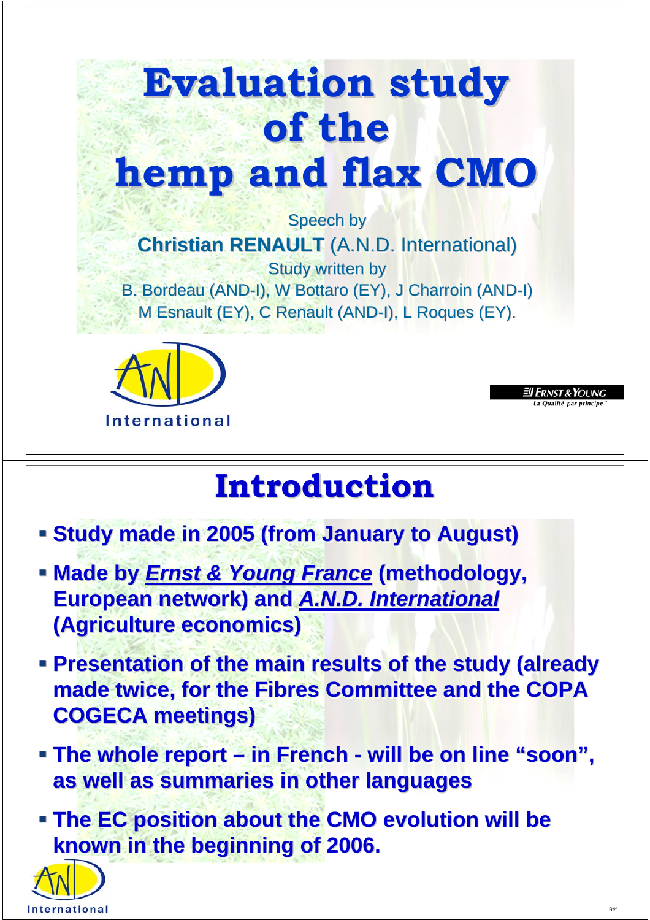# Evaluation study of the hemp and flax CMO

Speech by

**Christian RENAULT** (A.N.D. International)

Study written by

B. Bordeau (AND-I), W Bottaro (EY), J Charroin (AND-I)
M Esnault (EY), C Renault (AND-I), L Roques (EY).

AND International

Ernst & Young
La Qualité par principe

# Introduction

- **Study made in 2005 (from January to August)**
- **Made by *Ernst & Young France* (methodology, European network) and *A.N.D. International* (Agriculture economics)**
- **Presentation of the main results of the study (already made twice, for the Fibres Committee and the COPA COGECA meetings)**
- **The whole report – in French - will be on line "soon", as well as summaries in other languages**
- **The EC position about the CMO evolution will be known in the beginning of 2006.**

AND International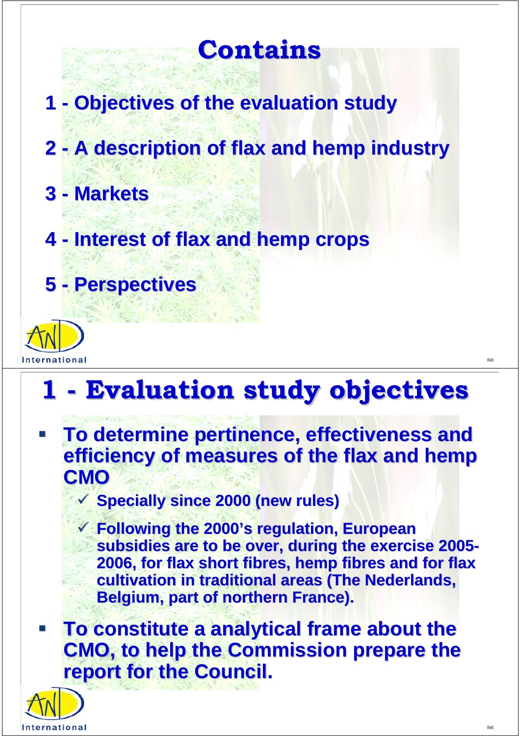# Contains

1 - Objectives of the evaluation study

2 - A description of flax and hemp industry

3 - Markets

4 - Interest of flax and hemp crops

5 - Perspectives

# 1 - Evaluation study objectives

- **To determine pertinence, effectiveness and efficiency of measures of the flax and hemp CMO**
  - ✓ Specially since 2000 (new rules)
  - ✓ Following the 2000's regulation, European subsidies are to be over, during the exercise 2005-2006, for flax short fibres, hemp fibres and for flax cultivation in traditional areas (The Nederlands, Belgium, part of northern France).
- **To constitute a analytical frame about the CMO, to help the Commission prepare the report for the Council.**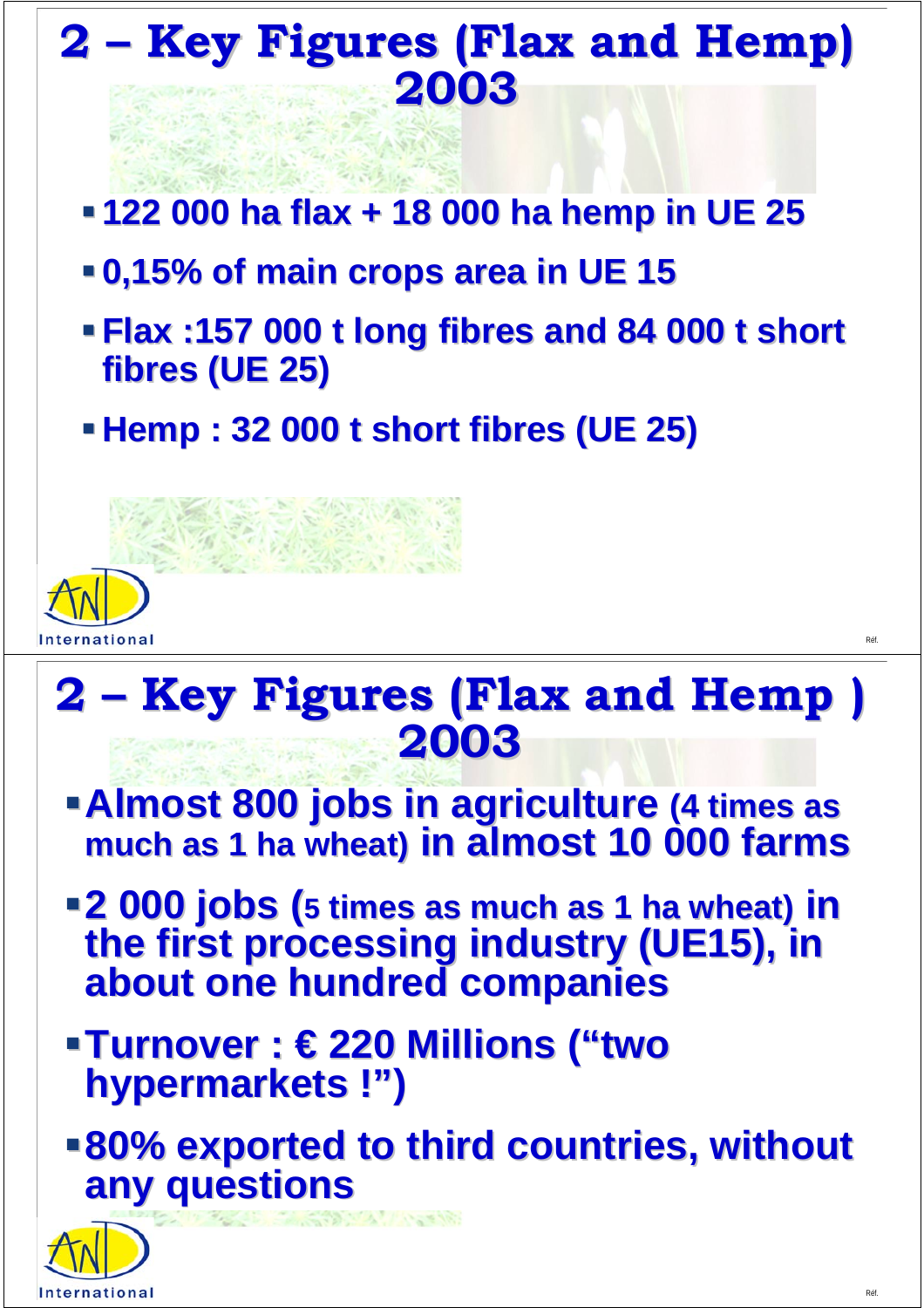## 2 – Key Figures (Flax and Hemp) 2003

- 122 000 ha flax + 18 000 ha hemp in UE 25
- 0,15% of main crops area in UE 15
- Flax :157 000 t long fibres and 84 000 t short fibres (UE 25)
- Hemp : 32 000 t short fibres (UE 25)

## 2 – Key Figures (Flax and Hemp ) 2003

- Almost 800 jobs in agriculture (4 times as much as 1 ha wheat) in almost 10 000 farms
- 2 000 jobs (5 times as much as 1 ha wheat) in the first processing industry (UE15), in about one hundred companies
- Turnover : € 220 Millions ("two hypermarkets !")
- 80% exported to third countries, without any questions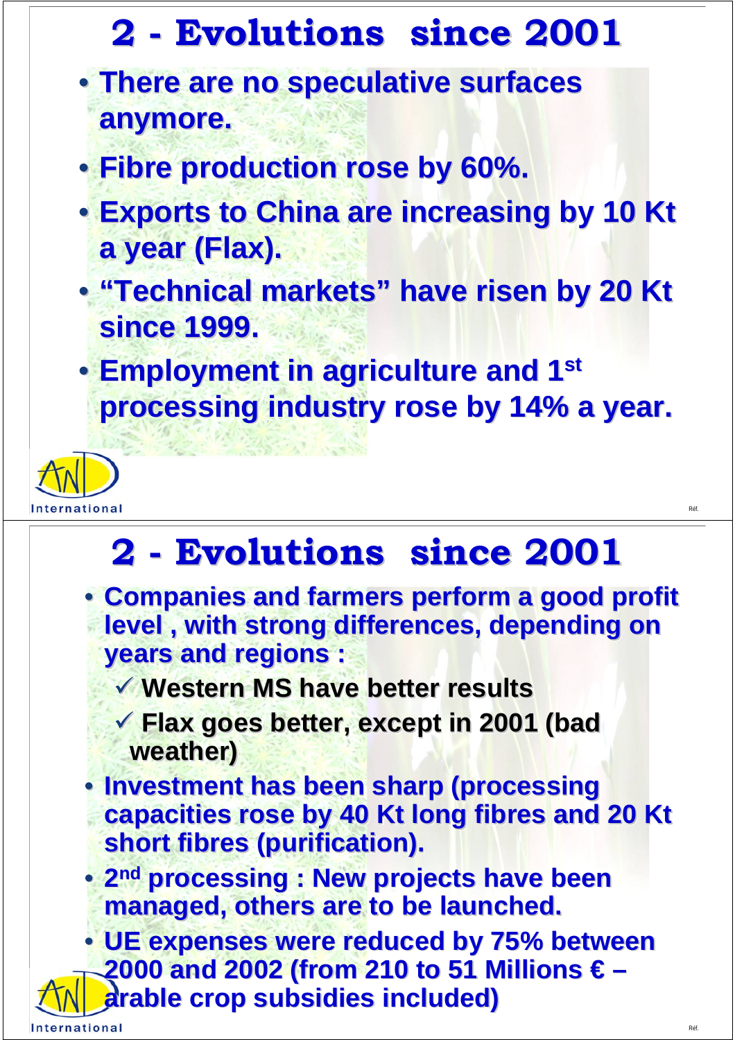## 2 - Evolutions since 2001

- **There are no speculative surfaces anymore.**
- **Fibre production rose by 60%.**
- **Exports to China are increasing by 10 Kt a year (Flax).**
- **"Technical markets" have risen by 20 Kt since 1999.**
- **Employment in agriculture and 1st processing industry rose by 14% a year.**

## 2 - Evolutions since 2001

- **Companies and farmers perform a good profit level , with strong differences, depending on years and regions :**
  - ✓ **Western MS have better results**
  - ✓ **Flax goes better, except in 2001 (bad weather)**
- **Investment has been sharp (processing capacities rose by 40 Kt long fibres and 20 Kt short fibres (purification).**
- **2nd processing : New projects have been managed, others are to be launched.**
- **UE expenses were reduced by 75% between 2000 and 2002 (from 210 to 51 Millions € – arable crop subsidies included)**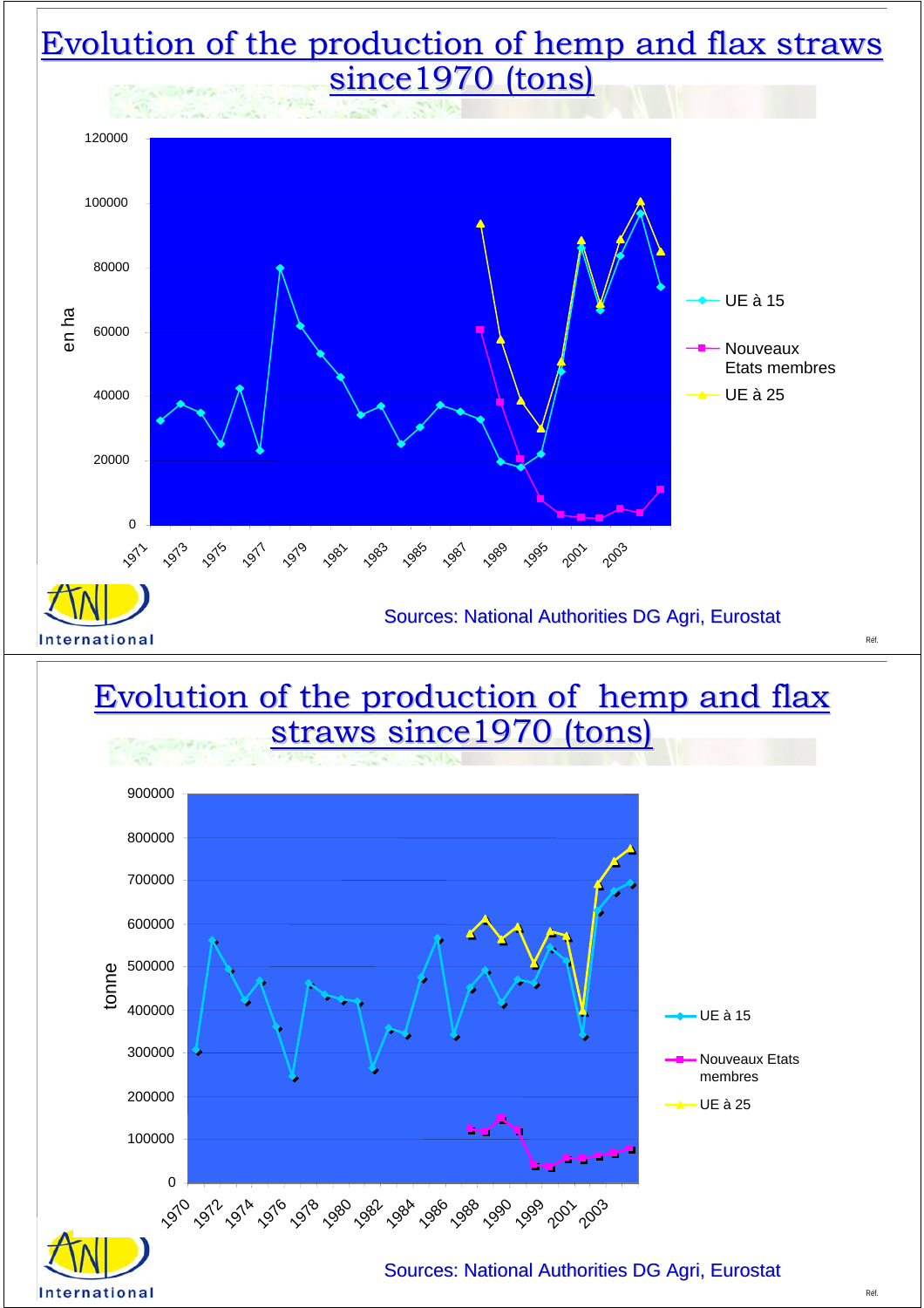# Evolution of the production of hemp and flax straws since1970 (tons)

en ha

120000
100000
80000
60000
40000
20000
0

1971 1973 1975 1977 1979 1981 1983 1985 1987 1989 1995 2001 2003

- UE à 15
- Nouveaux Etats membres
- UE à 25

Sources: National Authorities DG Agri, Eurostat

# Evolution of the production of hemp and flax straws since1970 (tons)

tonne

900000
800000
700000
600000
500000
400000
300000
200000
100000
0

1970 1972 1974 1976 1978 1980 1982 1984 1986 1988 1990 1999 2001 2003

- UE à 15
- Nouveaux Etats membres
- UE à 25

Sources: National Authorities DG Agri, Eurostat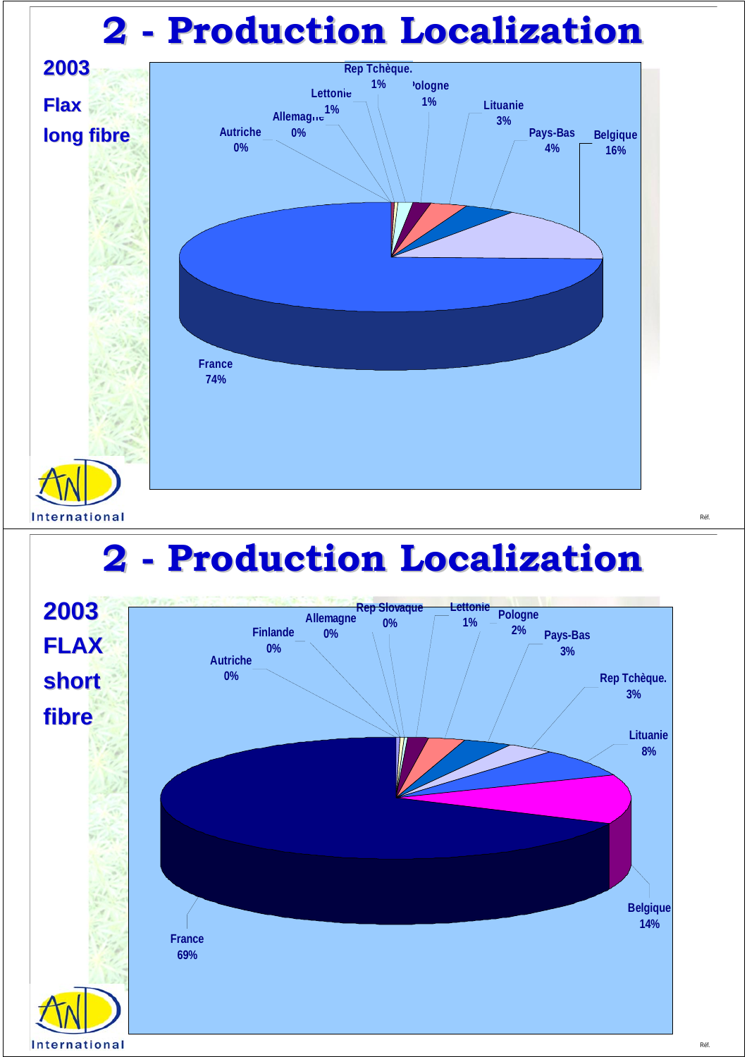# 2 - Production Localization

**2003**

**Flax long fibre**

| Country | Share |
|---|---|
| France | 74% |
| Belgique | 16% |
| Pays-Bas | 4% |
| Lituanie | 3% |
| Pologne | 1% |
| Rep Tchèque. | 1% |
| Lettonie | 1% |
| Allemagne | 0% |
| Autriche | 0% |

# 2 - Production Localization

**2003**

**FLAX short fibre**

| Country | Share |
|---|---|
| France | 69% |
| Belgique | 14% |
| Lituanie | 8% |
| Rep Tchèque. | 3% |
| Pays-Bas | 3% |
| Pologne | 2% |
| Lettonie | 1% |
| Rep Slovaque | 0% |
| Allemagne | 0% |
| Finlande | 0% |
| Autriche | 0% |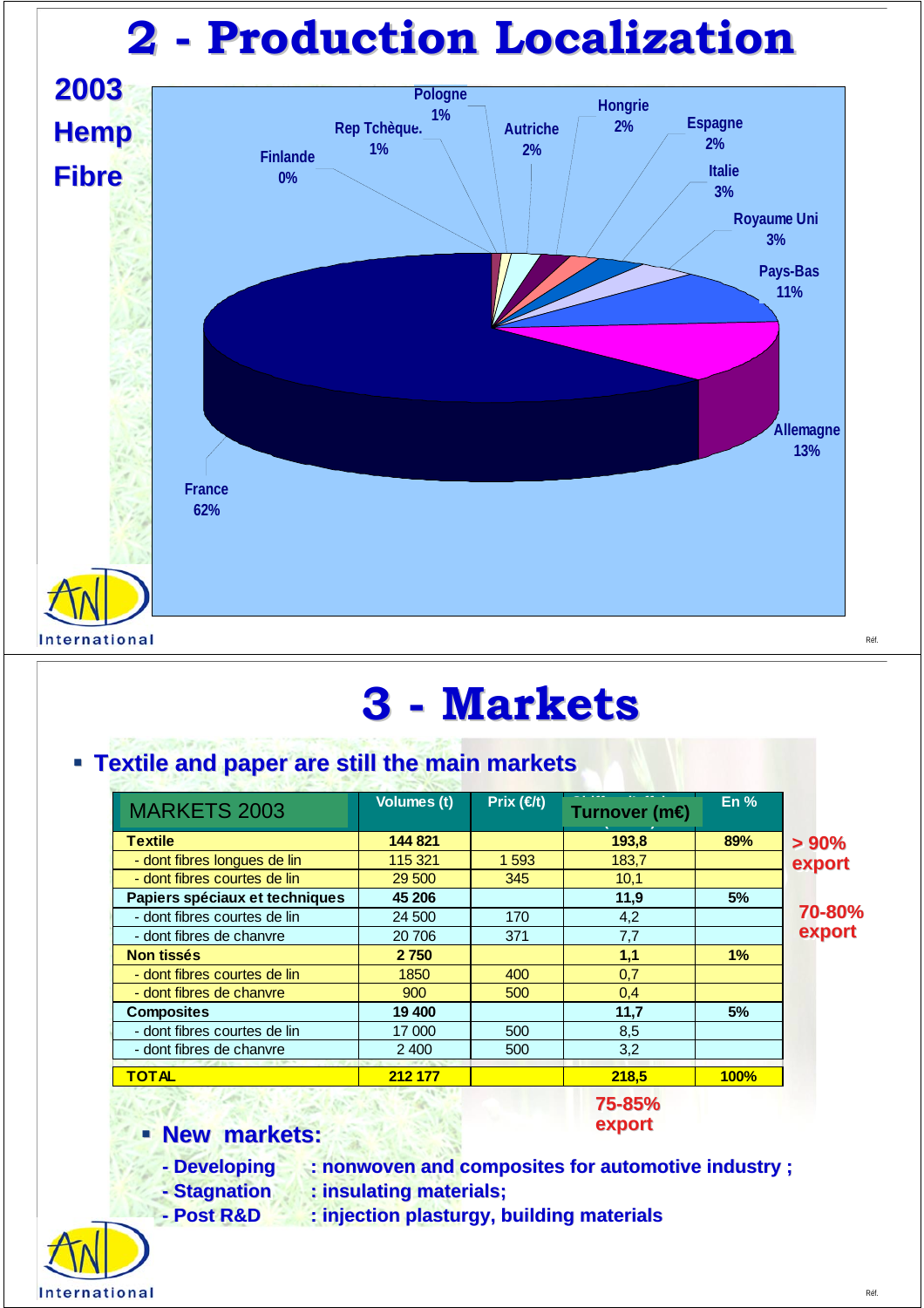# 2 - Production Localization

**2003 Hemp Fibre**

- France 62%
- Allemagne 13%
- Pays-Bas 11%
- Royaume Uni 3%
- Italie 3%
- Espagne 2%
- Hongrie 2%
- Autriche 2%
- Pologne 1%
- Rep Tchèque. 1%
- Finlande 0%

International

# 3 - Markets

- **Textile and paper are still the main markets**

| MARKETS 2003 | Volumes (t) | Prix (€/t) | Turnover (m€) | En % |
|---|---|---|---|---|
| **Textile** | **144 821** | | **193,8** | **89%** |
| - dont fibres longues de lin | 115 321 | 1 593 | 183,7 | |
| - dont fibres courtes de lin | 29 500 | 345 | 10,1 | |
| **Papiers spéciaux et techniques** | **45 206** | | **11,9** | **5%** |
| - dont fibres courtes de lin | 24 500 | 170 | 4,2 | |
| - dont fibres de chanvre | 20 706 | 371 | 7,7 | |
| **Non tissés** | **2 750** | | **1,1** | **1%** |
| - dont fibres courtes de lin | 1850 | 400 | 0,7 | |
| - dont fibres de chanvre | 900 | 500 | 0,4 | |
| **Composites** | **19 400** | | **11,7** | **5%** |
| - dont fibres courtes de lin | 17 000 | 500 | 8,5 | |
| - dont fibres de chanvre | 2 400 | 500 | 3,2 | |
| **TOTAL** | **212 177** | | **218,5** | **100%** |

> 90% export (Textile)

70-80% export (Papiers spéciaux et techniques)

75-85% export (Total)

- **New markets:**
  - **- Developing : nonwoven and composites for automotive industry ;**
  - **- Stagnation : insulating materials;**
  - **- Post R&D : injection plasturgy, building materials**

International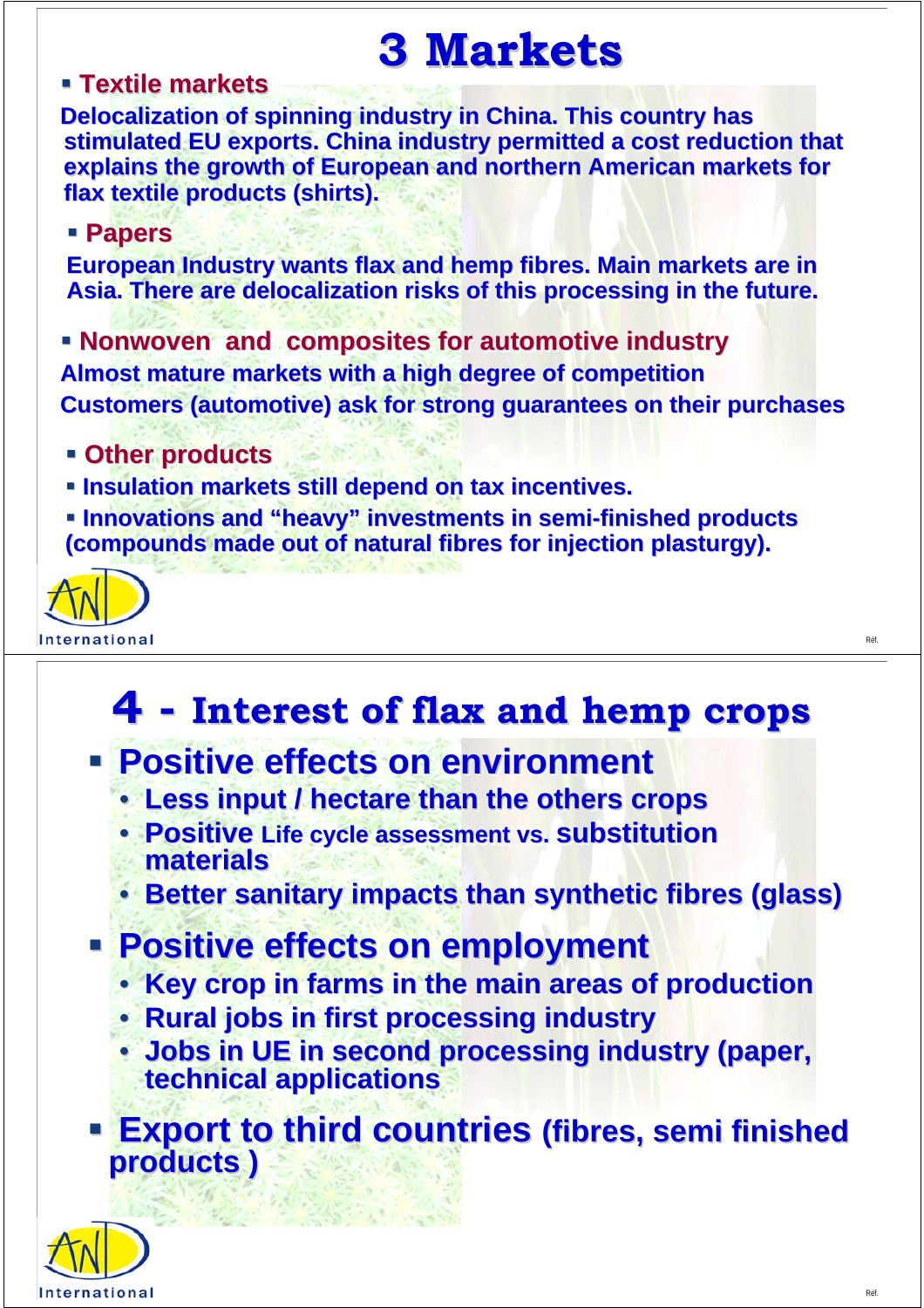# 3 Markets

- **Textile markets**

**Delocalization of spinning industry in China. This country has stimulated EU exports. China industry permitted a cost reduction that explains the growth of European and northern American markets for flax textile products (shirts).**

- **Papers**

**European Industry wants flax and hemp fibres. Main markets are in Asia. There are delocalization risks of this processing in the future.**

- **Nonwoven and composites for automotive industry**

**Almost mature markets with a high degree of competition**

**Customers (automotive) ask for strong guarantees on their purchases**

- **Other products**
- **Insulation markets still depend on tax incentives.**
- **Innovations and “heavy” investments in semi-finished products (compounds made out of natural fibres for injection plasturgy).**

International

# 4 - Interest of flax and hemp crops

- **Positive effects on environment**
  - **Less input / hectare than the others crops**
  - **Positive Life cycle assessment vs. substitution materials**
  - **Better sanitary impacts than synthetic fibres (glass)**
- **Positive effects on employment**
  - **Key crop in farms in the main areas of production**
  - **Rural jobs in first processing industry**
  - **Jobs in UE in second processing industry (paper, technical applications**
- **Export to third countries (fibres, semi finished products )**

International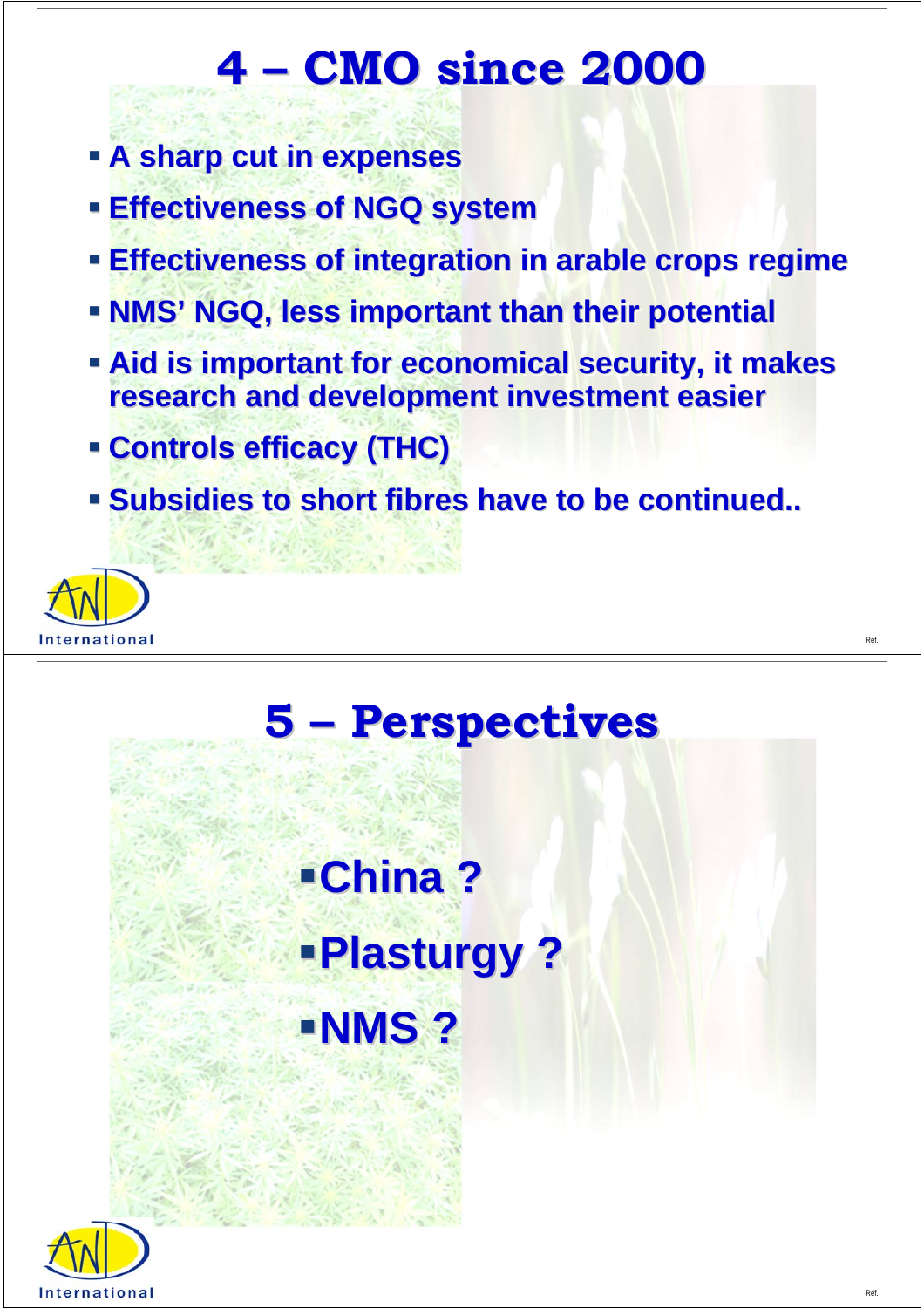# 4 – CMO since 2000

- A sharp cut in expenses
- Effectiveness of NGQ system
- Effectiveness of integration in arable crops regime
- NMS' NGQ, less important than their potential
- Aid is important for economical security, it makes research and development investment easier
- Controls efficacy (THC)
- Subsidies to short fibres have to be continued..

# 5 – Perspectives

- China ?
- Plasturgy ?
- NMS ?